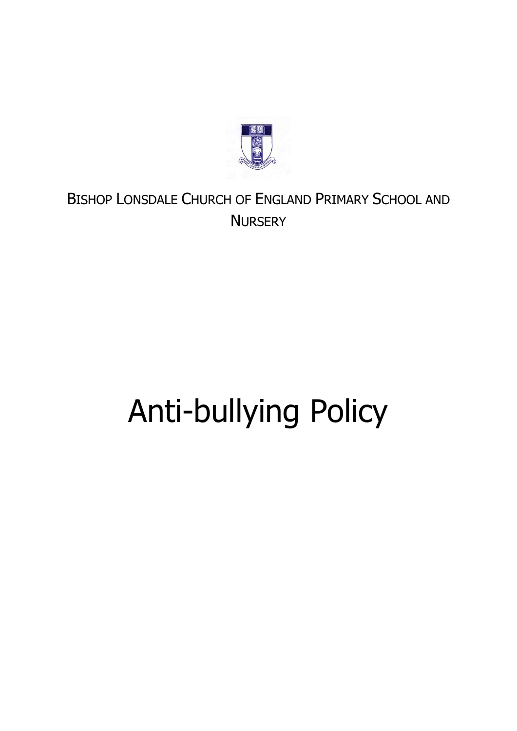BISHOP LONSDALE CHURCH OF ENGLAND PRIMARY SCHOOL AND NURSERY

# Anti-bullying Policy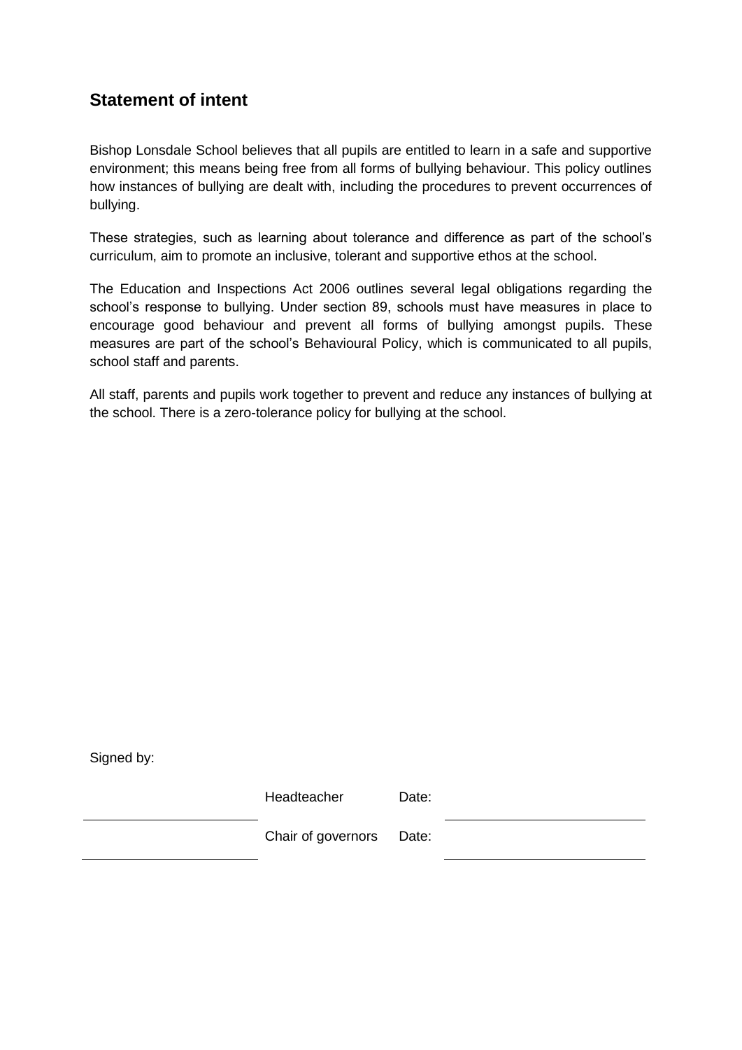## Statement of intent

Bishop Lonsdale School believes that all pupils are entitled to learn in a safe and supportive environment; this means being free from all forms of bullying behaviour. This policy outlines how instances of bullying are dealt with, including the procedures to prevent occurrences of bullying.

These strategies, such as learning about tolerance and difference as part of the school's curriculum, aim to promote an inclusive, tolerant and supportive ethos at the school.

The Education and Inspections Act 2006 outlines several legal obligations regarding the school's response to bullying. Under section 89, schools must have measures in place to encourage good behaviour and prevent all forms of bullying amongst pupils. These measures are part of the school's Behavioural Policy, which is communicated to all pupils, school staff and parents.

All staff, parents and pupils work together to prevent and reduce any instances of bullying at the school. There is a zero-tolerance policy for bullying at the school.

Signed by:

| | | | |
|---|---|---|---|
| ______________________ | Headteacher | Date: | ______________________ |
| ______________________ | Chair of governors | Date: | ______________________ |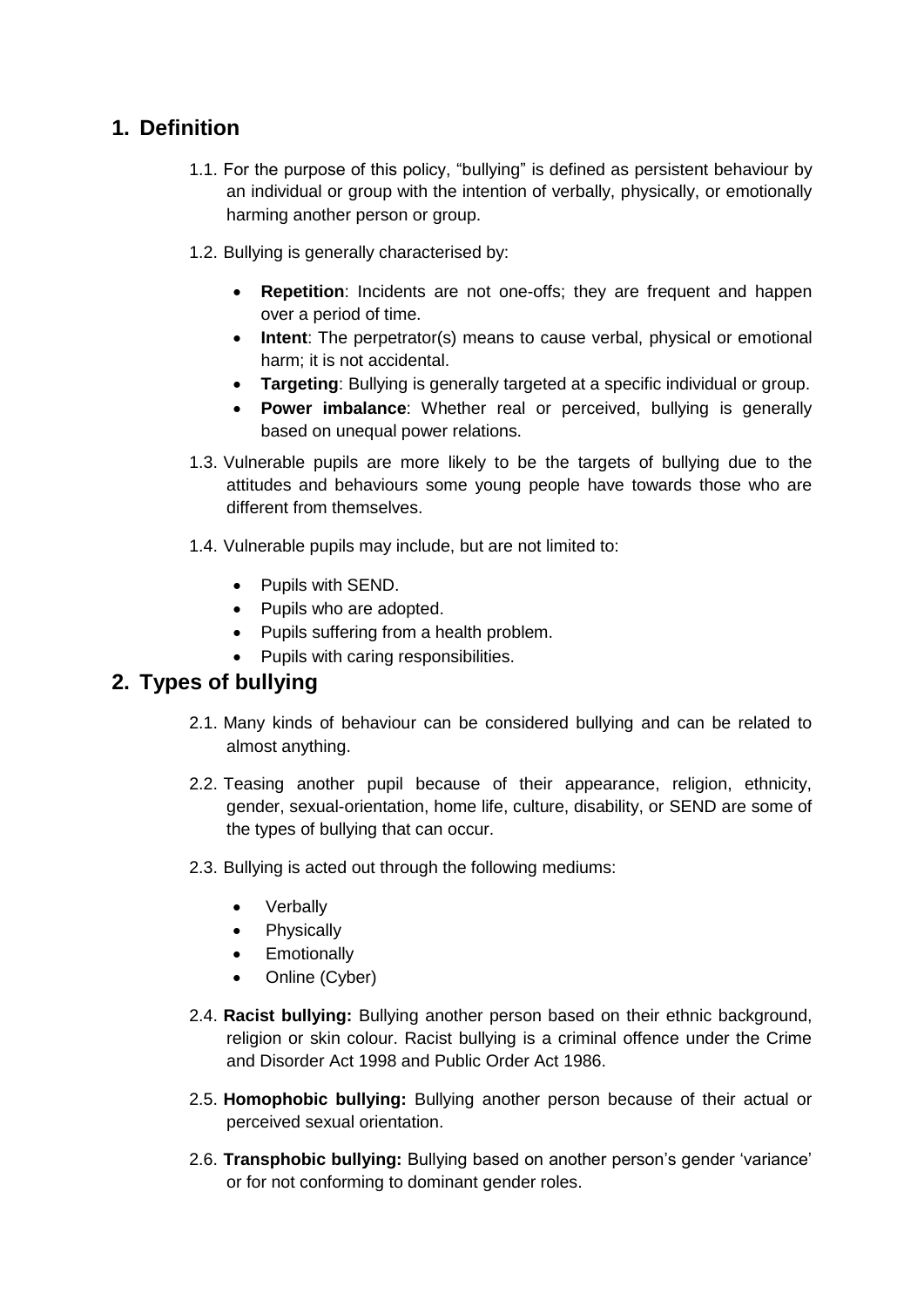## 1. Definition

1.1. For the purpose of this policy, "bullying" is defined as persistent behaviour by an individual or group with the intention of verbally, physically, or emotionally harming another person or group.

1.2. Bullying is generally characterised by:

- **Repetition**: Incidents are not one-offs; they are frequent and happen over a period of time.
- **Intent**: The perpetrator(s) means to cause verbal, physical or emotional harm; it is not accidental.
- **Targeting**: Bullying is generally targeted at a specific individual or group.
- **Power imbalance**: Whether real or perceived, bullying is generally based on unequal power relations.

1.3. Vulnerable pupils are more likely to be the targets of bullying due to the attitudes and behaviours some young people have towards those who are different from themselves.

1.4. Vulnerable pupils may include, but are not limited to:

- Pupils with SEND.
- Pupils who are adopted.
- Pupils suffering from a health problem.
- Pupils with caring responsibilities.

## 2. Types of bullying

2.1. Many kinds of behaviour can be considered bullying and can be related to almost anything.

2.2. Teasing another pupil because of their appearance, religion, ethnicity, gender, sexual-orientation, home life, culture, disability, or SEND are some of the types of bullying that can occur.

2.3. Bullying is acted out through the following mediums:

- Verbally
- Physically
- Emotionally
- Online (Cyber)

2.4. **Racist bullying:** Bullying another person based on their ethnic background, religion or skin colour. Racist bullying is a criminal offence under the Crime and Disorder Act 1998 and Public Order Act 1986.

2.5. **Homophobic bullying:** Bullying another person because of their actual or perceived sexual orientation.

2.6. **Transphobic bullying:** Bullying based on another person's gender 'variance' or for not conforming to dominant gender roles.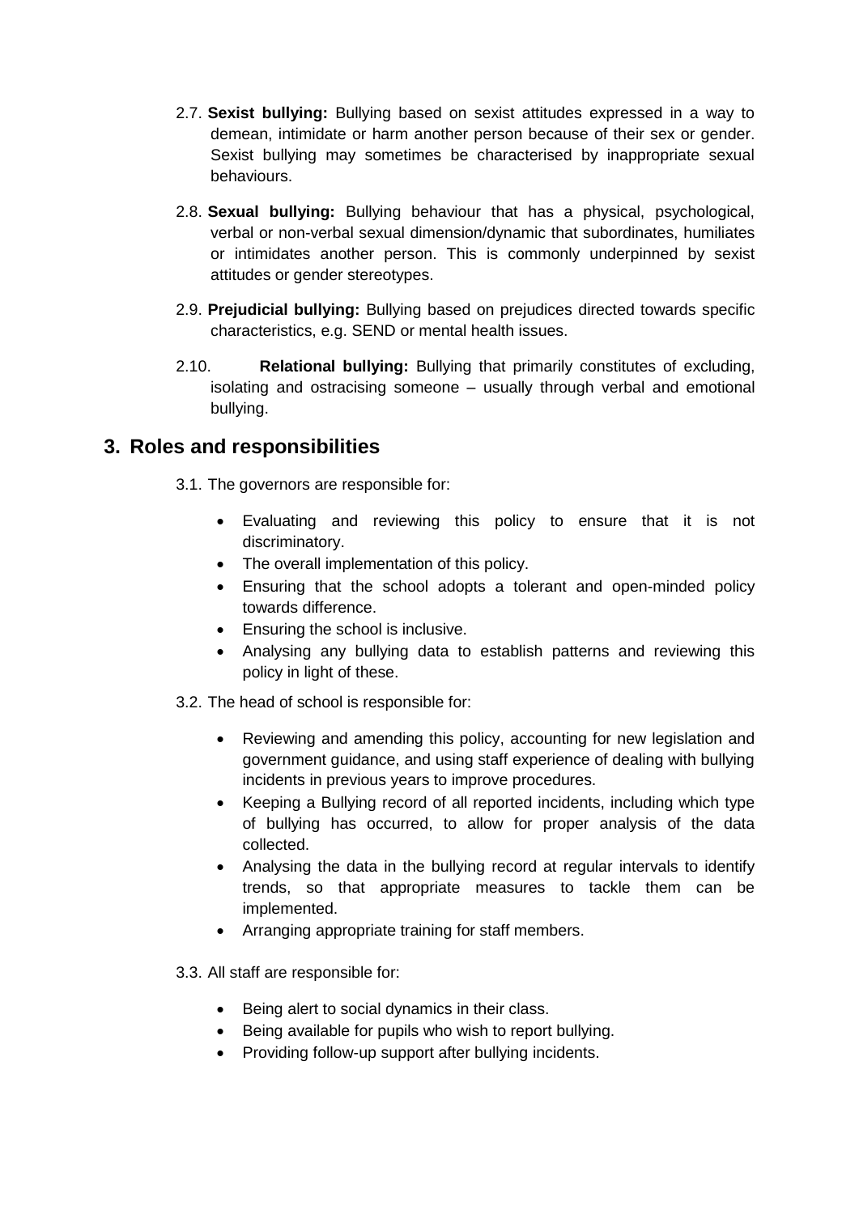2.7. **Sexist bullying:** Bullying based on sexist attitudes expressed in a way to demean, intimidate or harm another person because of their sex or gender. Sexist bullying may sometimes be characterised by inappropriate sexual behaviours.

2.8. **Sexual bullying:** Bullying behaviour that has a physical, psychological, verbal or non-verbal sexual dimension/dynamic that subordinates, humiliates or intimidates another person. This is commonly underpinned by sexist attitudes or gender stereotypes.

2.9. **Prejudicial bullying:** Bullying based on prejudices directed towards specific characteristics, e.g. SEND or mental health issues.

2.10. **Relational bullying:** Bullying that primarily constitutes of excluding, isolating and ostracising someone – usually through verbal and emotional bullying.

## 3. Roles and responsibilities

3.1. The governors are responsible for:

- Evaluating and reviewing this policy to ensure that it is not discriminatory.
- The overall implementation of this policy.
- Ensuring that the school adopts a tolerant and open-minded policy towards difference.
- Ensuring the school is inclusive.
- Analysing any bullying data to establish patterns and reviewing this policy in light of these.

3.2. The head of school is responsible for:

- Reviewing and amending this policy, accounting for new legislation and government guidance, and using staff experience of dealing with bullying incidents in previous years to improve procedures.
- Keeping a Bullying record of all reported incidents, including which type of bullying has occurred, to allow for proper analysis of the data collected.
- Analysing the data in the bullying record at regular intervals to identify trends, so that appropriate measures to tackle them can be implemented.
- Arranging appropriate training for staff members.

3.3. All staff are responsible for:

- Being alert to social dynamics in their class.
- Being available for pupils who wish to report bullying.
- Providing follow-up support after bullying incidents.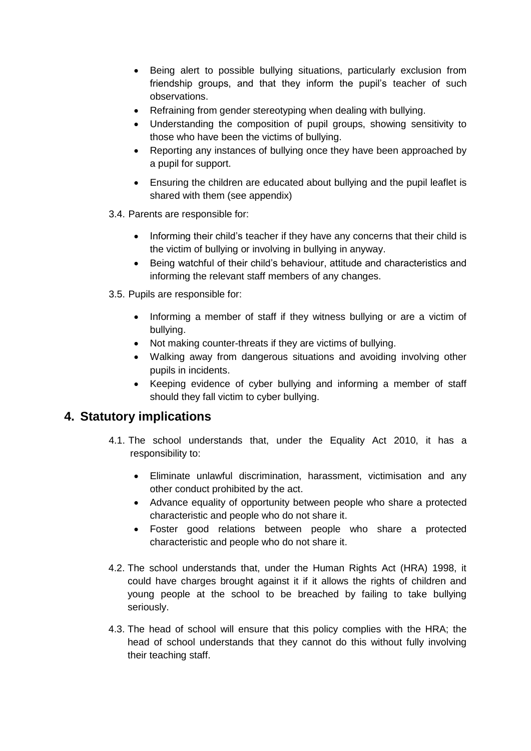- Being alert to possible bullying situations, particularly exclusion from friendship groups, and that they inform the pupil's teacher of such observations.
- Refraining from gender stereotyping when dealing with bullying.
- Understanding the composition of pupil groups, showing sensitivity to those who have been the victims of bullying.
- Reporting any instances of bullying once they have been approached by a pupil for support.
- Ensuring the children are educated about bullying and the pupil leaflet is shared with them (see appendix)

3.4. Parents are responsible for:

- Informing their child's teacher if they have any concerns that their child is the victim of bullying or involving in bullying in anyway.
- Being watchful of their child's behaviour, attitude and characteristics and informing the relevant staff members of any changes.

3.5. Pupils are responsible for:

- Informing a member of staff if they witness bullying or are a victim of bullying.
- Not making counter-threats if they are victims of bullying.
- Walking away from dangerous situations and avoiding involving other pupils in incidents.
- Keeping evidence of cyber bullying and informing a member of staff should they fall victim to cyber bullying.

## 4. Statutory implications

4.1. The school understands that, under the Equality Act 2010, it has a responsibility to:

- Eliminate unlawful discrimination, harassment, victimisation and any other conduct prohibited by the act.
- Advance equality of opportunity between people who share a protected characteristic and people who do not share it.
- Foster good relations between people who share a protected characteristic and people who do not share it.

4.2. The school understands that, under the Human Rights Act (HRA) 1998, it could have charges brought against it if it allows the rights of children and young people at the school to be breached by failing to take bullying seriously.

4.3. The head of school will ensure that this policy complies with the HRA; the head of school understands that they cannot do this without fully involving their teaching staff.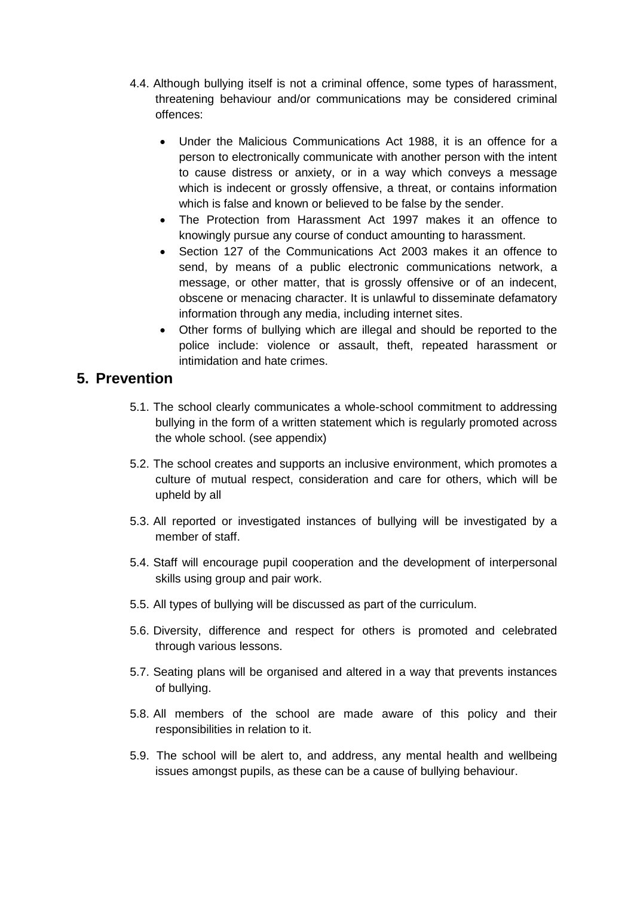4.4. Although bullying itself is not a criminal offence, some types of harassment, threatening behaviour and/or communications may be considered criminal offences:

- Under the Malicious Communications Act 1988, it is an offence for a person to electronically communicate with another person with the intent to cause distress or anxiety, or in a way which conveys a message which is indecent or grossly offensive, a threat, or contains information which is false and known or believed to be false by the sender.
- The Protection from Harassment Act 1997 makes it an offence to knowingly pursue any course of conduct amounting to harassment.
- Section 127 of the Communications Act 2003 makes it an offence to send, by means of a public electronic communications network, a message, or other matter, that is grossly offensive or of an indecent, obscene or menacing character. It is unlawful to disseminate defamatory information through any media, including internet sites.
- Other forms of bullying which are illegal and should be reported to the police include: violence or assault, theft, repeated harassment or intimidation and hate crimes.

## 5. Prevention

5.1. The school clearly communicates a whole-school commitment to addressing bullying in the form of a written statement which is regularly promoted across the whole school. (see appendix)

5.2. The school creates and supports an inclusive environment, which promotes a culture of mutual respect, consideration and care for others, which will be upheld by all

5.3. All reported or investigated instances of bullying will be investigated by a member of staff.

5.4. Staff will encourage pupil cooperation and the development of interpersonal skills using group and pair work.

5.5. All types of bullying will be discussed as part of the curriculum.

5.6. Diversity, difference and respect for others is promoted and celebrated through various lessons.

5.7. Seating plans will be organised and altered in a way that prevents instances of bullying.

5.8. All members of the school are made aware of this policy and their responsibilities in relation to it.

5.9. The school will be alert to, and address, any mental health and wellbeing issues amongst pupils, as these can be a cause of bullying behaviour.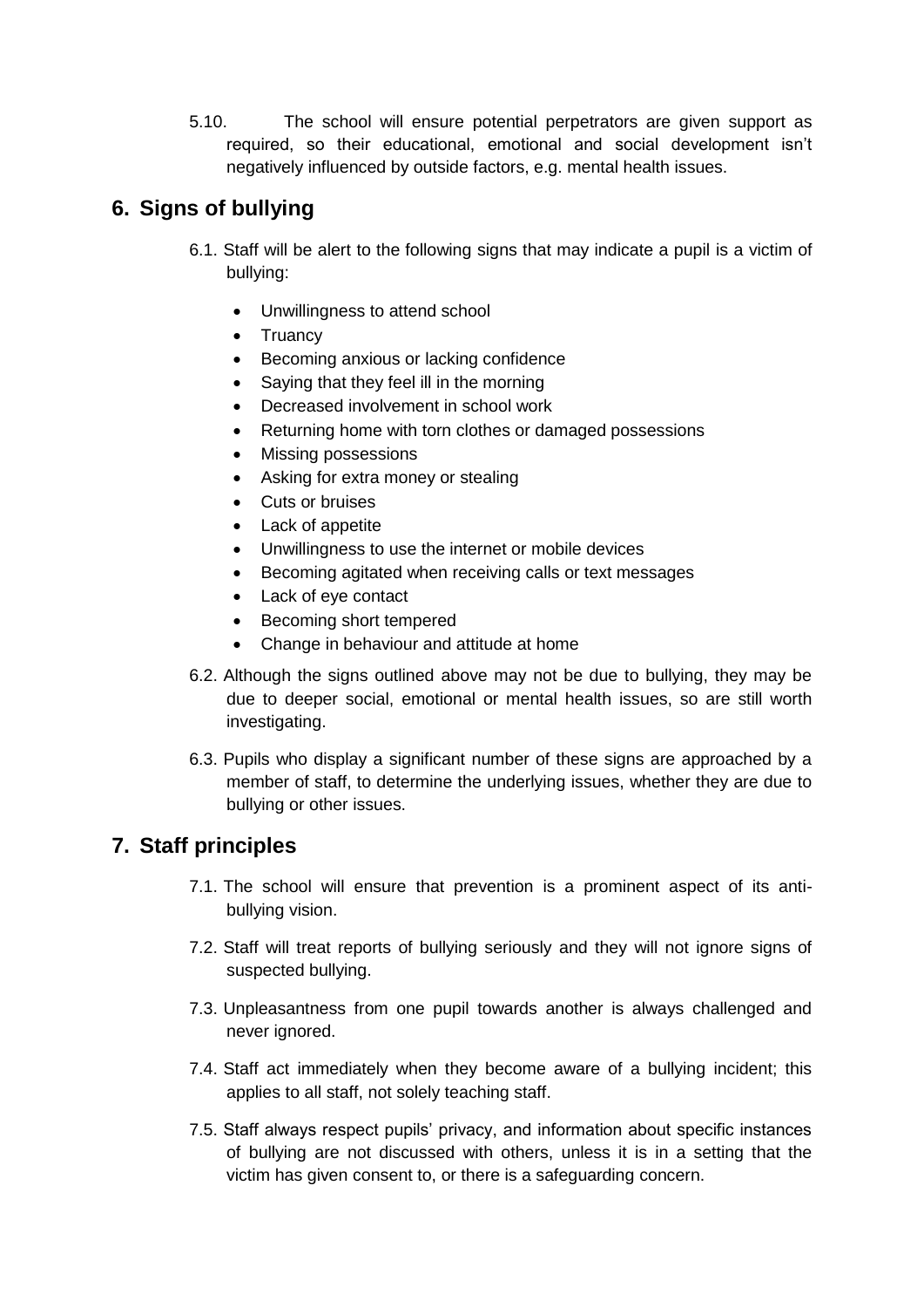5.10. The school will ensure potential perpetrators are given support as required, so their educational, emotional and social development isn't negatively influenced by outside factors, e.g. mental health issues.

## 6. Signs of bullying

6.1. Staff will be alert to the following signs that may indicate a pupil is a victim of bullying:

- Unwillingness to attend school
- Truancy
- Becoming anxious or lacking confidence
- Saying that they feel ill in the morning
- Decreased involvement in school work
- Returning home with torn clothes or damaged possessions
- Missing possessions
- Asking for extra money or stealing
- Cuts or bruises
- Lack of appetite
- Unwillingness to use the internet or mobile devices
- Becoming agitated when receiving calls or text messages
- Lack of eye contact
- Becoming short tempered
- Change in behaviour and attitude at home

6.2. Although the signs outlined above may not be due to bullying, they may be due to deeper social, emotional or mental health issues, so are still worth investigating.

6.3. Pupils who display a significant number of these signs are approached by a member of staff, to determine the underlying issues, whether they are due to bullying or other issues.

## 7. Staff principles

7.1. The school will ensure that prevention is a prominent aspect of its anti-bullying vision.

7.2. Staff will treat reports of bullying seriously and they will not ignore signs of suspected bullying.

7.3. Unpleasantness from one pupil towards another is always challenged and never ignored.

7.4. Staff act immediately when they become aware of a bullying incident; this applies to all staff, not solely teaching staff.

7.5. Staff always respect pupils' privacy, and information about specific instances of bullying are not discussed with others, unless it is in a setting that the victim has given consent to, or there is a safeguarding concern.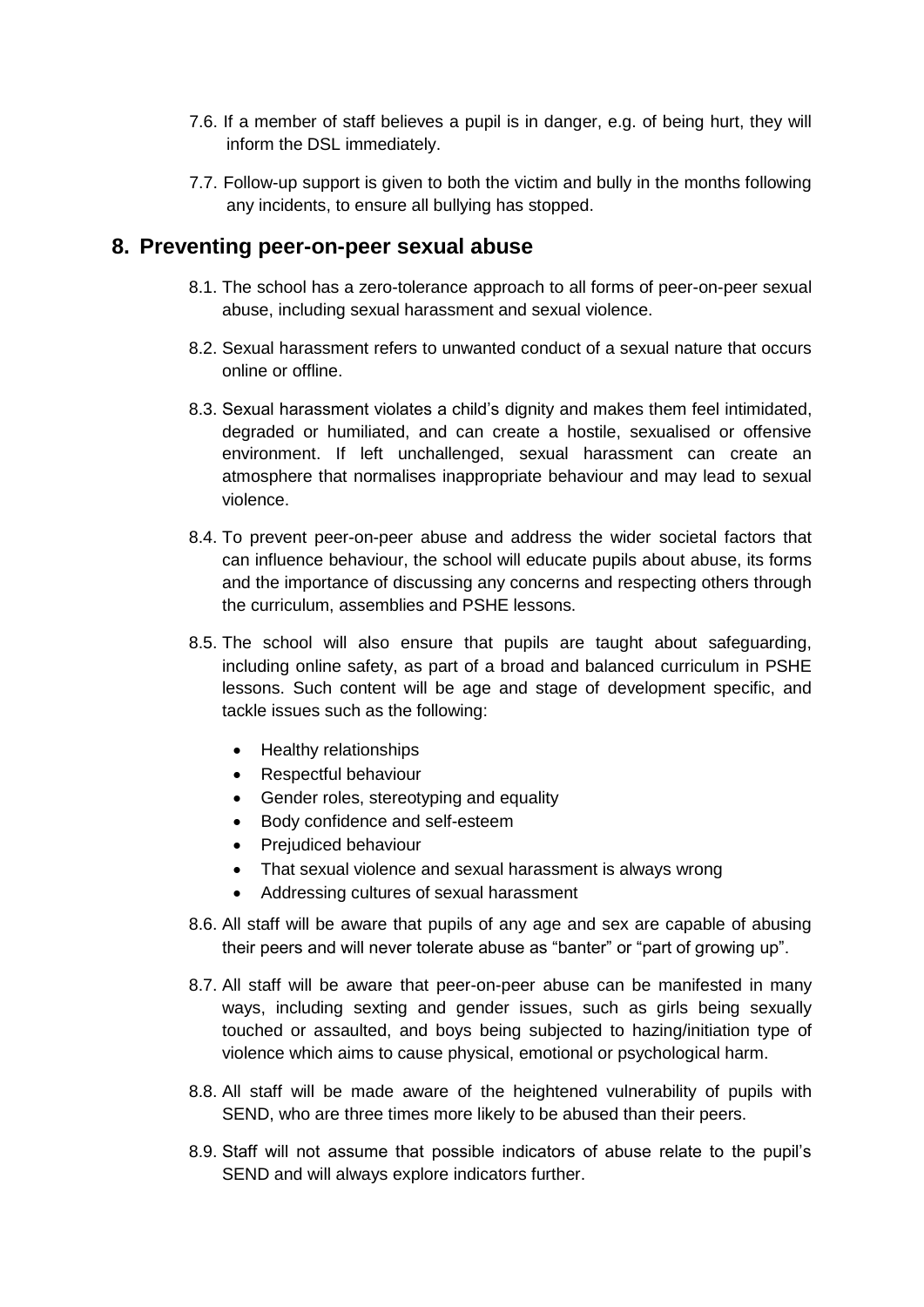7.6. If a member of staff believes a pupil is in danger, e.g. of being hurt, they will inform the DSL immediately.

7.7. Follow-up support is given to both the victim and bully in the months following any incidents, to ensure all bullying has stopped.

## 8. Preventing peer-on-peer sexual abuse

8.1. The school has a zero-tolerance approach to all forms of peer-on-peer sexual abuse, including sexual harassment and sexual violence.

8.2. Sexual harassment refers to unwanted conduct of a sexual nature that occurs online or offline.

8.3. Sexual harassment violates a child's dignity and makes them feel intimidated, degraded or humiliated, and can create a hostile, sexualised or offensive environment. If left unchallenged, sexual harassment can create an atmosphere that normalises inappropriate behaviour and may lead to sexual violence.

8.4. To prevent peer-on-peer abuse and address the wider societal factors that can influence behaviour, the school will educate pupils about abuse, its forms and the importance of discussing any concerns and respecting others through the curriculum, assemblies and PSHE lessons.

8.5. The school will also ensure that pupils are taught about safeguarding, including online safety, as part of a broad and balanced curriculum in PSHE lessons. Such content will be age and stage of development specific, and tackle issues such as the following:

- Healthy relationships
- Respectful behaviour
- Gender roles, stereotyping and equality
- Body confidence and self-esteem
- Prejudiced behaviour
- That sexual violence and sexual harassment is always wrong
- Addressing cultures of sexual harassment

8.6. All staff will be aware that pupils of any age and sex are capable of abusing their peers and will never tolerate abuse as "banter" or "part of growing up".

8.7. All staff will be aware that peer-on-peer abuse can be manifested in many ways, including sexting and gender issues, such as girls being sexually touched or assaulted, and boys being subjected to hazing/initiation type of violence which aims to cause physical, emotional or psychological harm.

8.8. All staff will be made aware of the heightened vulnerability of pupils with SEND, who are three times more likely to be abused than their peers.

8.9. Staff will not assume that possible indicators of abuse relate to the pupil's SEND and will always explore indicators further.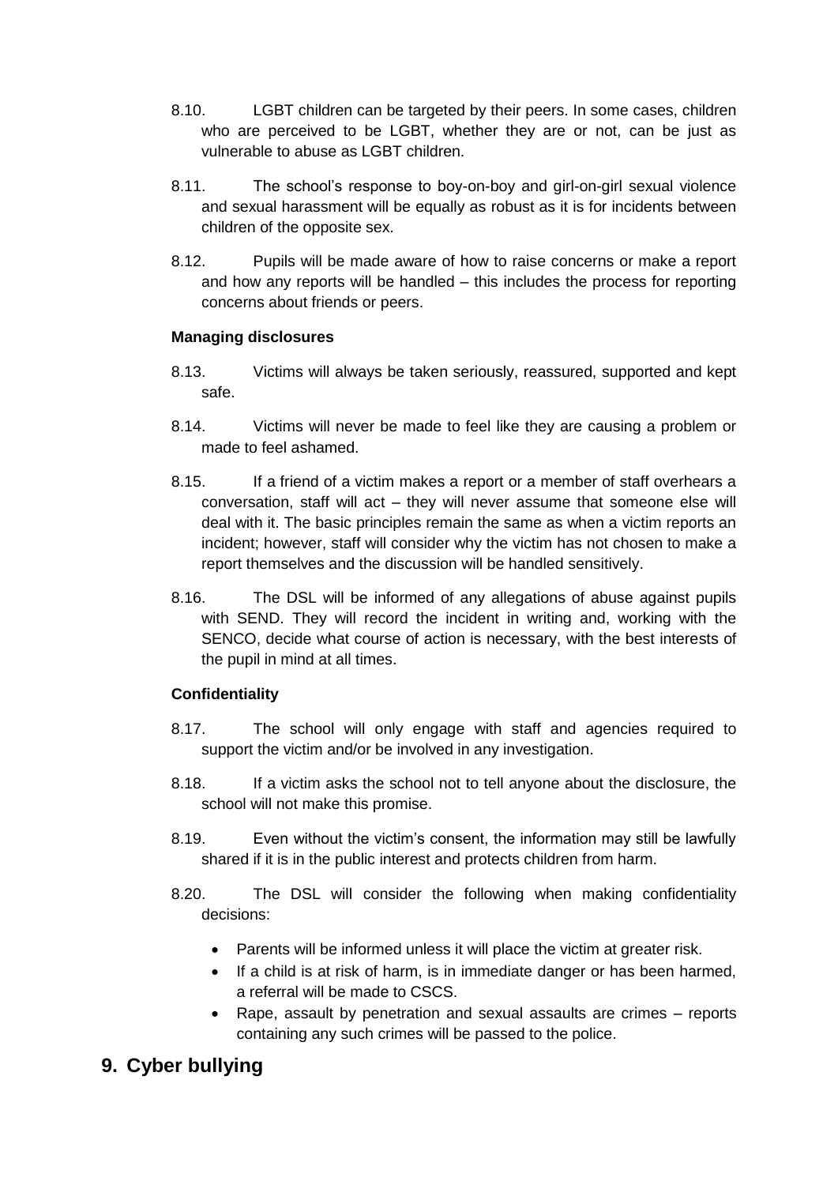8.10. LGBT children can be targeted by their peers. In some cases, children who are perceived to be LGBT, whether they are or not, can be just as vulnerable to abuse as LGBT children.

8.11. The school's response to boy-on-boy and girl-on-girl sexual violence and sexual harassment will be equally as robust as it is for incidents between children of the opposite sex.

8.12. Pupils will be made aware of how to raise concerns or make a report and how any reports will be handled – this includes the process for reporting concerns about friends or peers.

**Managing disclosures**

8.13. Victims will always be taken seriously, reassured, supported and kept safe.

8.14. Victims will never be made to feel like they are causing a problem or made to feel ashamed.

8.15. If a friend of a victim makes a report or a member of staff overhears a conversation, staff will act – they will never assume that someone else will deal with it. The basic principles remain the same as when a victim reports an incident; however, staff will consider why the victim has not chosen to make a report themselves and the discussion will be handled sensitively.

8.16. The DSL will be informed of any allegations of abuse against pupils with SEND. They will record the incident in writing and, working with the SENCO, decide what course of action is necessary, with the best interests of the pupil in mind at all times.

**Confidentiality**

8.17. The school will only engage with staff and agencies required to support the victim and/or be involved in any investigation.

8.18. If a victim asks the school not to tell anyone about the disclosure, the school will not make this promise.

8.19. Even without the victim's consent, the information may still be lawfully shared if it is in the public interest and protects children from harm.

8.20. The DSL will consider the following when making confidentiality decisions:

- Parents will be informed unless it will place the victim at greater risk.
- If a child is at risk of harm, is in immediate danger or has been harmed, a referral will be made to CSCS.
- Rape, assault by penetration and sexual assaults are crimes – reports containing any such crimes will be passed to the police.

## 9. Cyber bullying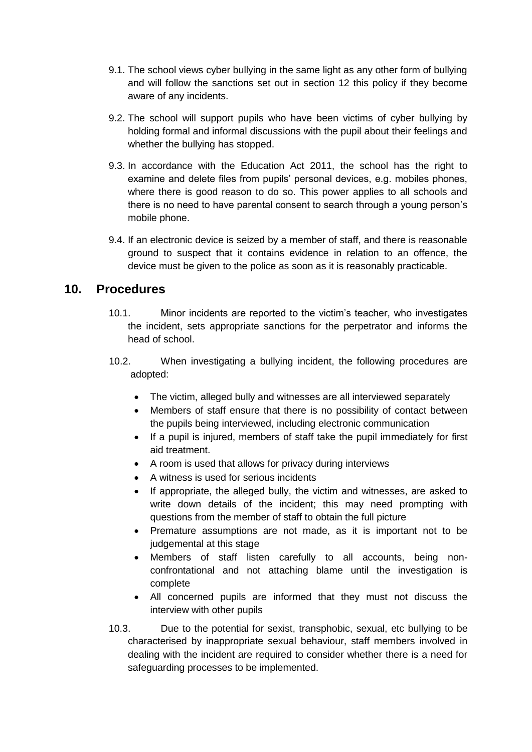9.1. The school views cyber bullying in the same light as any other form of bullying and will follow the sanctions set out in section 12 this policy if they become aware of any incidents.

9.2. The school will support pupils who have been victims of cyber bullying by holding formal and informal discussions with the pupil about their feelings and whether the bullying has stopped.

9.3. In accordance with the Education Act 2011, the school has the right to examine and delete files from pupils' personal devices, e.g. mobiles phones, where there is good reason to do so. This power applies to all schools and there is no need to have parental consent to search through a young person's mobile phone.

9.4. If an electronic device is seized by a member of staff, and there is reasonable ground to suspect that it contains evidence in relation to an offence, the device must be given to the police as soon as it is reasonably practicable.

## 10. Procedures

10.1. Minor incidents are reported to the victim's teacher, who investigates the incident, sets appropriate sanctions for the perpetrator and informs the head of school.

10.2. When investigating a bullying incident, the following procedures are adopted:

- The victim, alleged bully and witnesses are all interviewed separately
- Members of staff ensure that there is no possibility of contact between the pupils being interviewed, including electronic communication
- If a pupil is injured, members of staff take the pupil immediately for first aid treatment.
- A room is used that allows for privacy during interviews
- A witness is used for serious incidents
- If appropriate, the alleged bully, the victim and witnesses, are asked to write down details of the incident; this may need prompting with questions from the member of staff to obtain the full picture
- Premature assumptions are not made, as it is important not to be judgemental at this stage
- Members of staff listen carefully to all accounts, being non-confrontational and not attaching blame until the investigation is complete
- All concerned pupils are informed that they must not discuss the interview with other pupils

10.3. Due to the potential for sexist, transphobic, sexual, etc bullying to be characterised by inappropriate sexual behaviour, staff members involved in dealing with the incident are required to consider whether there is a need for safeguarding processes to be implemented.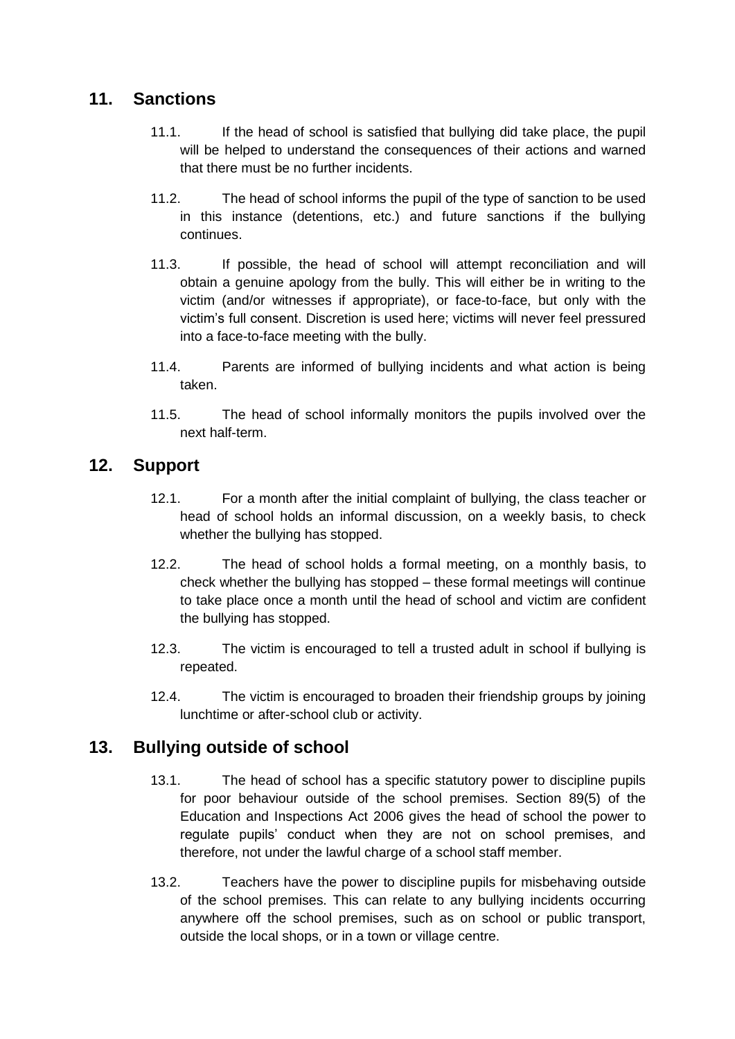## 11. Sanctions

11.1. If the head of school is satisfied that bullying did take place, the pupil will be helped to understand the consequences of their actions and warned that there must be no further incidents.

11.2. The head of school informs the pupil of the type of sanction to be used in this instance (detentions, etc.) and future sanctions if the bullying continues.

11.3. If possible, the head of school will attempt reconciliation and will obtain a genuine apology from the bully. This will either be in writing to the victim (and/or witnesses if appropriate), or face-to-face, but only with the victim's full consent. Discretion is used here; victims will never feel pressured into a face-to-face meeting with the bully.

11.4. Parents are informed of bullying incidents and what action is being taken.

11.5. The head of school informally monitors the pupils involved over the next half-term.

## 12. Support

12.1. For a month after the initial complaint of bullying, the class teacher or head of school holds an informal discussion, on a weekly basis, to check whether the bullying has stopped.

12.2. The head of school holds a formal meeting, on a monthly basis, to check whether the bullying has stopped – these formal meetings will continue to take place once a month until the head of school and victim are confident the bullying has stopped.

12.3. The victim is encouraged to tell a trusted adult in school if bullying is repeated.

12.4. The victim is encouraged to broaden their friendship groups by joining lunchtime or after-school club or activity.

## 13. Bullying outside of school

13.1. The head of school has a specific statutory power to discipline pupils for poor behaviour outside of the school premises. Section 89(5) of the Education and Inspections Act 2006 gives the head of school the power to regulate pupils' conduct when they are not on school premises, and therefore, not under the lawful charge of a school staff member.

13.2. Teachers have the power to discipline pupils for misbehaving outside of the school premises. This can relate to any bullying incidents occurring anywhere off the school premises, such as on school or public transport, outside the local shops, or in a town or village centre.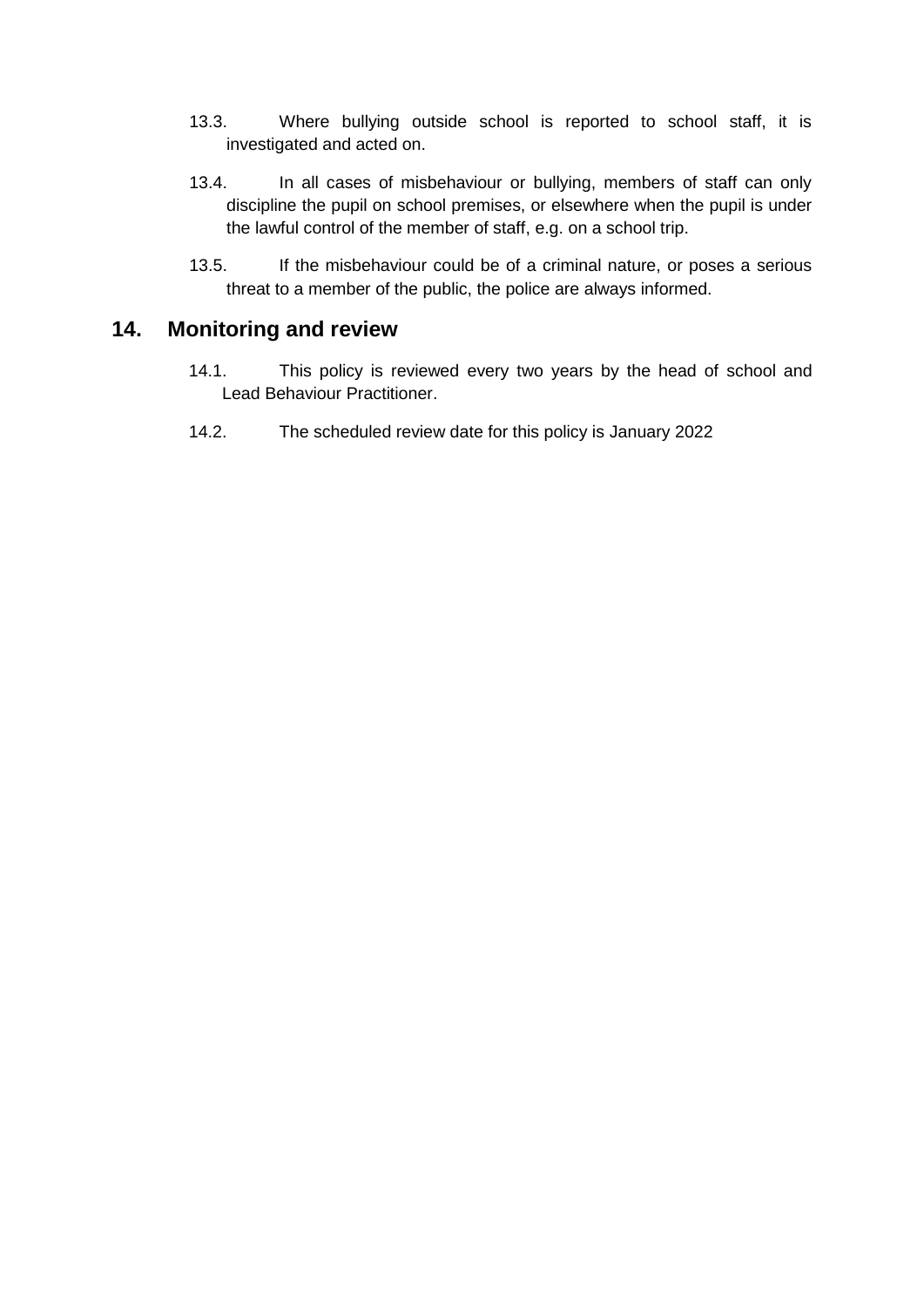13.3. Where bullying outside school is reported to school staff, it is investigated and acted on.

13.4. In all cases of misbehaviour or bullying, members of staff can only discipline the pupil on school premises, or elsewhere when the pupil is under the lawful control of the member of staff, e.g. on a school trip.

13.5. If the misbehaviour could be of a criminal nature, or poses a serious threat to a member of the public, the police are always informed.

## 14. Monitoring and review

14.1. This policy is reviewed every two years by the head of school and Lead Behaviour Practitioner.

14.2. The scheduled review date for this policy is January 2022